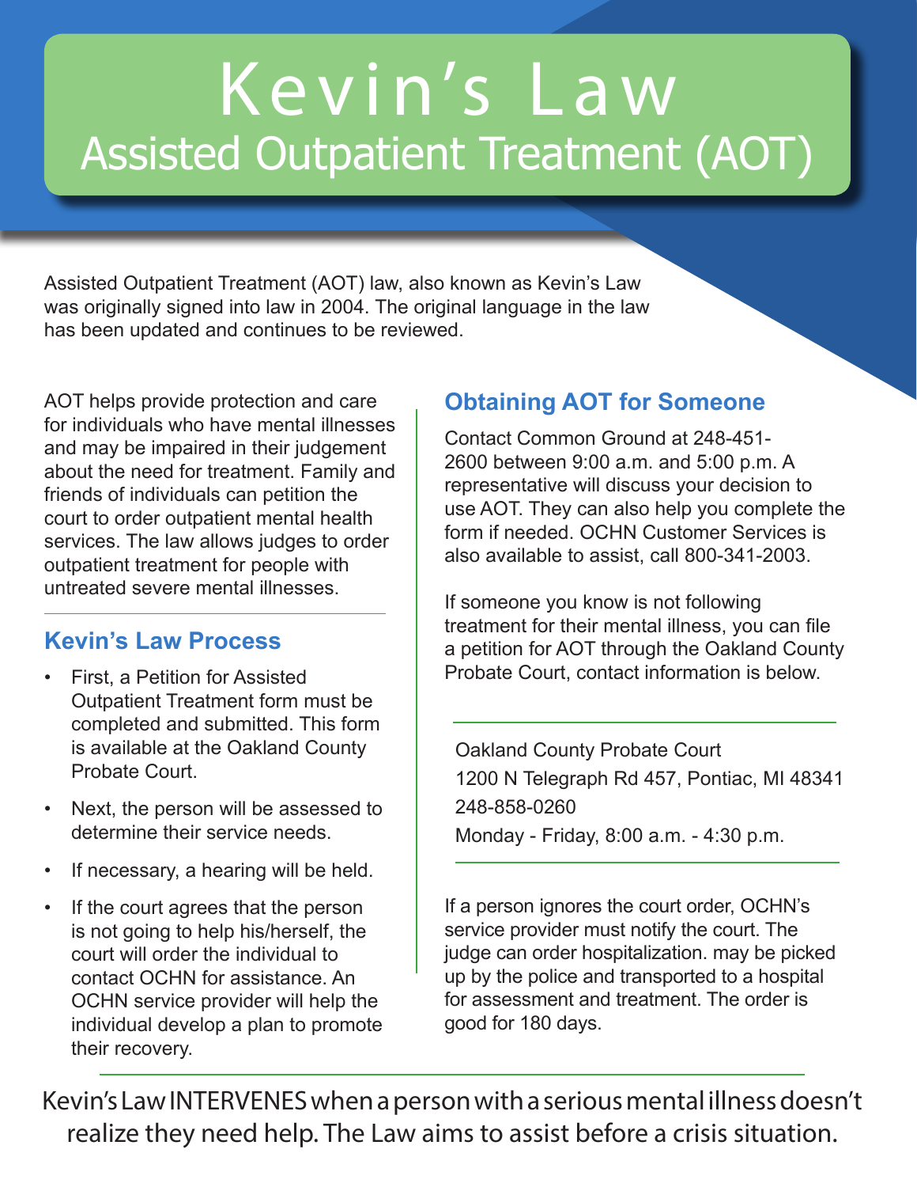# Kevin's Law
## Assisted Outpatient Treatment (AOT)

Assisted Outpatient Treatment (AOT) law, also known as Kevin's Law was originally signed into law in 2004. The original language in the law has been updated and continues to be reviewed.

AOT helps provide protection and care for individuals who have mental illnesses and may be impaired in their judgement about the need for treatment. Family and friends of individuals can petition the court to order outpatient mental health services. The law allows judges to order outpatient treatment for people with untreated severe mental illnesses.

### Kevin's Law Process

- First, a Petition for Assisted Outpatient Treatment form must be completed and submitted. This form is available at the Oakland County Probate Court.
- Next, the person will be assessed to determine their service needs.
- If necessary, a hearing will be held.
- If the court agrees that the person is not going to help his/herself, the court will order the individual to contact OCHN for assistance. An OCHN service provider will help the individual develop a plan to promote their recovery.

### Obtaining AOT for Someone

Contact Common Ground at 248-451-2600 between 9:00 a.m. and 5:00 p.m. A representative will discuss your decision to use AOT. They can also help you complete the form if needed. OCHN Customer Services is also available to assist, call 800-341-2003.

If someone you know is not following treatment for their mental illness, you can file a petition for AOT through the Oakland County Probate Court, contact information is below.

Oakland County Probate Court
1200 N Telegraph Rd 457, Pontiac, MI 48341
248-858-0260
Monday - Friday, 8:00 a.m. - 4:30 p.m.

If a person ignores the court order, OCHN's service provider must notify the court. The judge can order hospitalization. may be picked up by the police and transported to a hospital for assessment and treatment. The order is good for 180 days.

Kevin's Law INTERVENES when a person with a serious mental illness doesn't realize they need help. The Law aims to assist before a crisis situation.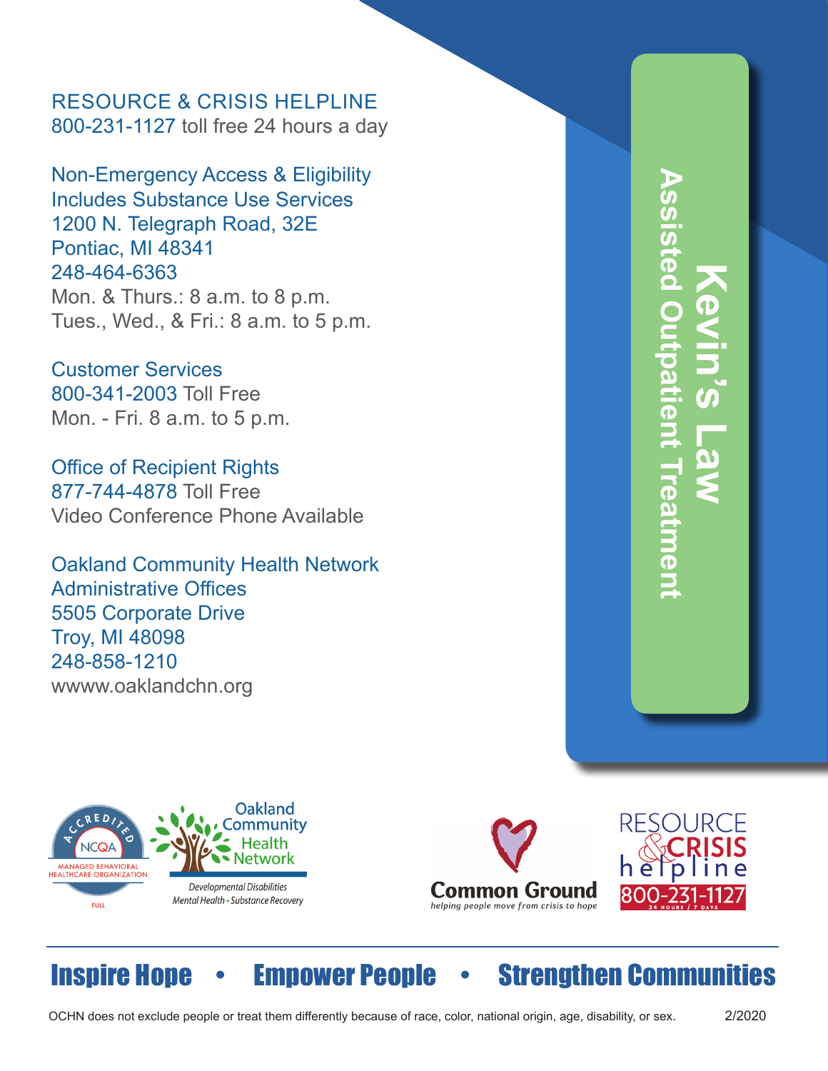# Kevin's Law

## Assisted Outpatient Treatment

**RESOURCE & CRISIS HELPLINE**
800-231-1127 toll free 24 hours a day

**Non-Emergency Access & Eligibility**
Includes Substance Use Services
1200 N. Telegraph Road, 32E
Pontiac, MI 48341
248-464-6363
Mon. & Thurs.: 8 a.m. to 8 p.m.
Tues., Wed., & Fri.: 8 a.m. to 5 p.m.

**Customer Services**
800-341-2003 Toll Free
Mon. - Fri. 8 a.m. to 5 p.m.

**Office of Recipient Rights**
877-744-4878 Toll Free
Video Conference Phone Available

**Oakland Community Health Network**
Administrative Offices
5505 Corporate Drive
Troy, MI 48098
248-858-1210
wwww.oaklandchn.org

ACCREDITED NCQA MANAGED BEHAVIORAL HEALTHCARE ORGANIZATION FULL

Oakland Community Health Network
Developmental Disabilities
Mental Health • Substance Recovery

Common Ground
helping people move from crisis to hope

RESOURCE & CRISIS helpline
800-231-1127
24 HOURS / 7 DAYS

**Inspire Hope • Empower People • Strengthen Communities**

OCHN does not exclude people or treat them differently because of race, color, national origin, age, disability, or sex. 2/2020